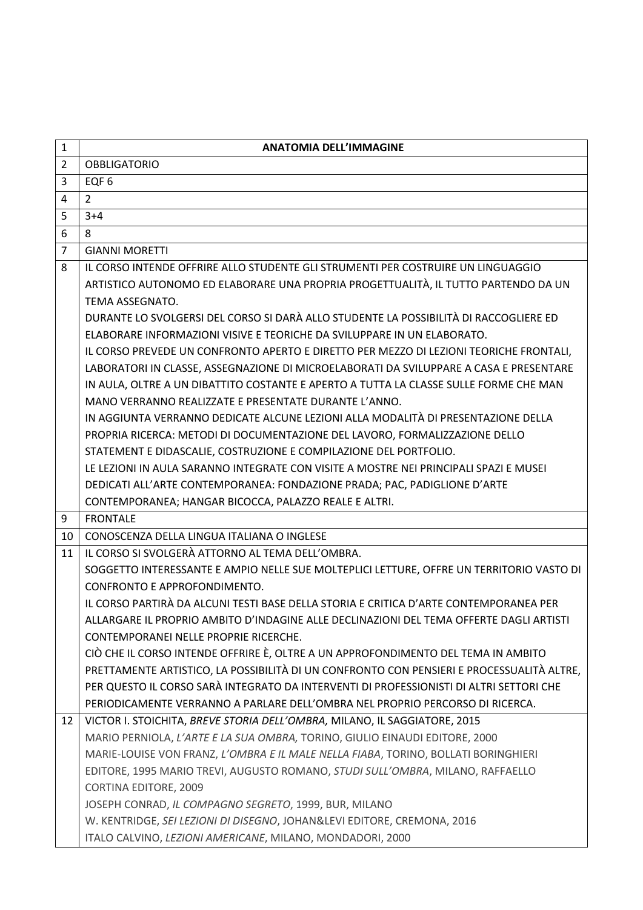| 1 | **ANATOMIA DELL'IMMAGINE** |
|---|---|
| 2 | OBBLIGATORIO |
| 3 | EQF 6 |
| 4 | 2 |
| 5 | 3+4 |
| 6 | 8 |
| 7 | GIANNI MORETTI |
| 8 | IL CORSO INTENDE OFFRIRE ALLO STUDENTE GLI STRUMENTI PER COSTRUIRE UN LINGUAGGIO ARTISTICO AUTONOMO ED ELABORARE UNA PROPRIA PROGETTUALITÀ, IL TUTTO PARTENDO DA UN TEMA ASSEGNATO.<br>DURANTE LO SVOLGERSI DEL CORSO SI DARÀ ALLO STUDENTE LA POSSIBILITÀ DI RACCOGLIERE ED ELABORARE INFORMAZIONI VISIVE E TEORICHE DA SVILUPPARE IN UN ELABORATO.<br>IL CORSO PREVEDE UN CONFRONTO APERTO E DIRETTO PER MEZZO DI LEZIONI TEORICHE FRONTALI, LABORATORI IN CLASSE, ASSEGNAZIONE DI MICROELABORATI DA SVILUPPARE A CASA E PRESENTARE IN AULA, OLTRE A UN DIBATTITO COSTANTE E APERTO A TUTTA LA CLASSE SULLE FORME CHE MAN MANO VERRANNO REALIZZATE E PRESENTATE DURANTE L'ANNO.<br>IN AGGIUNTA VERRANNO DEDICATE ALCUNE LEZIONI ALLA MODALITÀ DI PRESENTAZIONE DELLA PROPRIA RICERCA: METODI DI DOCUMENTAZIONE DEL LAVORO, FORMALIZZAZIONE DELLO STATEMENT E DIDASCALIE, COSTRUZIONE E COMPILAZIONE DEL PORTFOLIO.<br>LE LEZIONI IN AULA SARANNO INTEGRATE CON VISITE A MOSTRE NEI PRINCIPALI SPAZI E MUSEI DEDICATI ALL'ARTE CONTEMPORANEA: FONDAZIONE PRADA; PAC, PADIGLIONE D'ARTE CONTEMPORANEA; HANGAR BICOCCA, PALAZZO REALE E ALTRI. |
| 9 | FRONTALE |
| 10 | CONOSCENZA DELLA LINGUA ITALIANA O INGLESE |
| 11 | IL CORSO SI SVOLGERÀ ATTORNO AL TEMA DELL'OMBRA.<br>SOGGETTO INTERESSANTE E AMPIO NELLE SUE MOLTEPLICI LETTURE, OFFRE UN TERRITORIO VASTO DI CONFRONTO E APPROFONDIMENTO.<br>IL CORSO PARTIRÀ DA ALCUNI TESTI BASE DELLA STORIA E CRITICA D'ARTE CONTEMPORANEA PER ALLARGARE IL PROPRIO AMBITO D'INDAGINE ALLE DECLINAZIONI DEL TEMA OFFERTE DAGLI ARTISTI CONTEMPORANEI NELLE PROPRIE RICERCHE.<br>CIÒ CHE IL CORSO INTENDE OFFRIRE È, OLTRE A UN APPROFONDIMENTO DEL TEMA IN AMBITO PRETTAMENTE ARTISTICO, LA POSSIBILITÀ DI UN CONFRONTO CON PENSIERI E PROCESSUALITÀ ALTRE, PER QUESTO IL CORSO SARÀ INTEGRATO DA INTERVENTI DI PROFESSIONISTI DI ALTRI SETTORI CHE PERIODICAMENTE VERRANNO A PARLARE DELL'OMBRA NEL PROPRIO PERCORSO DI RICERCA. |
| 12 | VICTOR I. STOICHITA, *BREVE STORIA DELL'OMBRA,* MILANO, IL SAGGIATORE, 2015<br>MARIO PERNIOLA, *L'ARTE E LA SUA OMBRA,* TORINO, GIULIO EINAUDI EDITORE, 2000<br>MARIE-LOUISE VON FRANZ, *L'OMBRA E IL MALE NELLA FIABA*, TORINO, BOLLATI BORINGHIERI EDITORE, 1995 MARIO TREVI, AUGUSTO ROMANO, *STUDI SULL'OMBRA*, MILANO, RAFFAELLO CORTINA EDITORE, 2009<br>JOSEPH CONRAD, *IL COMPAGNO SEGRETO*, 1999, BUR, MILANO<br>W. KENTRIDGE, *SEI LEZIONI DI DISEGNO*, JOHAN&LEVI EDITORE, CREMONA, 2016<br>ITALO CALVINO, *LEZIONI AMERICANE*, MILANO, MONDADORI, 2000 |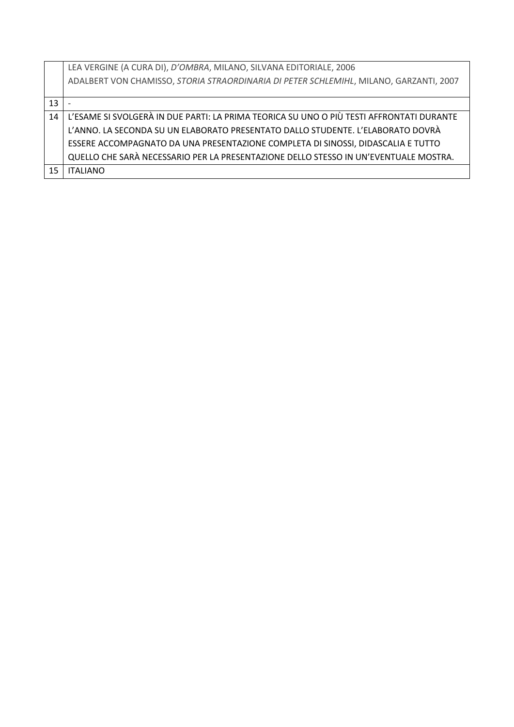| | |
|---|---|
| | LEA VERGINE (A CURA DI), *D'OMBRA*, MILANO, SILVANA EDITORIALE, 2006<br>ADALBERT VON CHAMISSO, *STORIA STRAORDINARIA DI PETER SCHLEMIHL*, MILANO, GARZANTI, 2007 |
| 13 | - |
| 14 | L'ESAME SI SVOLGERÀ IN DUE PARTI: LA PRIMA TEORICA SU UNO O PIÙ TESTI AFFRONTATI DURANTE L'ANNO. LA SECONDA SU UN ELABORATO PRESENTATO DALLO STUDENTE. L'ELABORATO DOVRÀ ESSERE ACCOMPAGNATO DA UNA PRESENTAZIONE COMPLETA DI SINOSSI, DIDASCALIA E TUTTO QUELLO CHE SARÀ NECESSARIO PER LA PRESENTAZIONE DELLO STESSO IN UN'EVENTUALE MOSTRA. |
| 15 | ITALIANO |